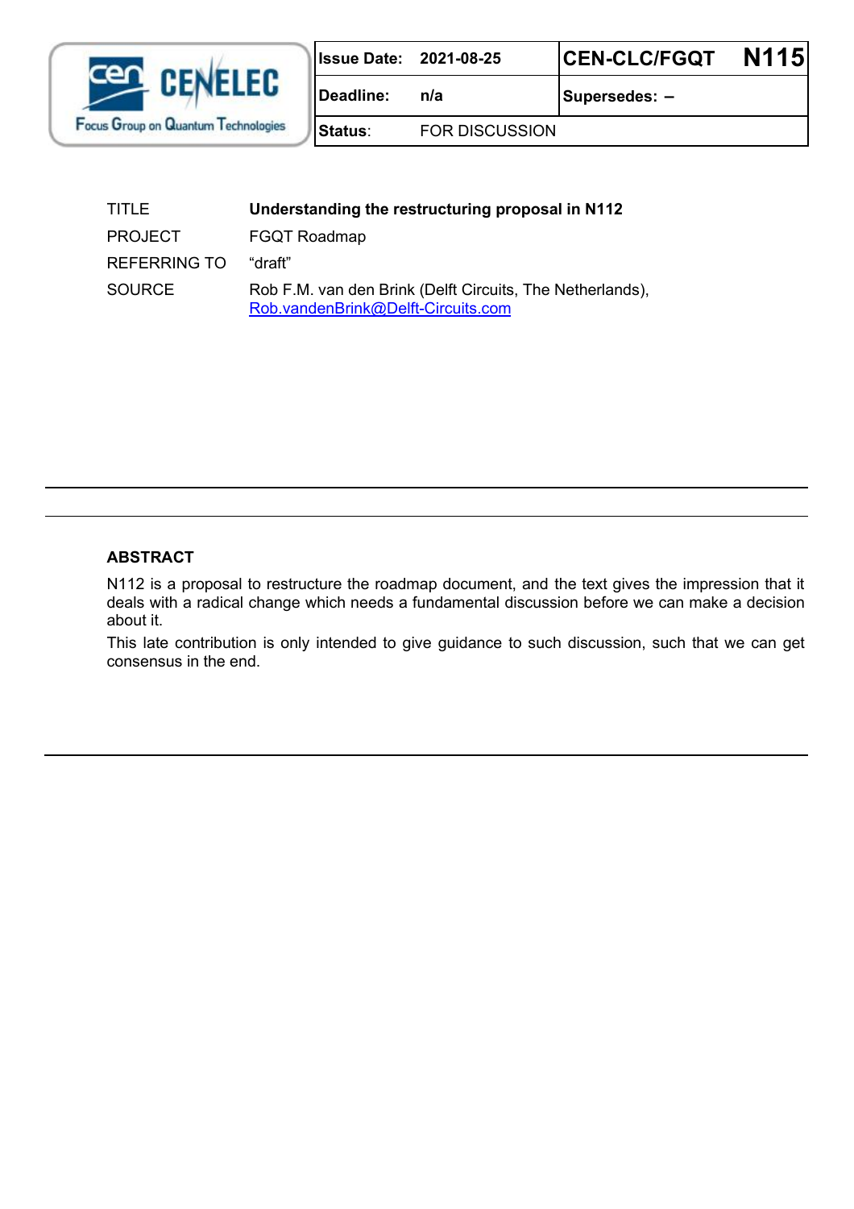CEN CENELEC Focus Group on Quantum Technologies

| Issue Date: | 2021-08-25 | CEN-CLC/FGQT N115 |
| --- | --- | --- |
| Deadline: | n/a | Supersedes: – |
| Status: | FOR DISCUSSION | |

| | |
| --- | --- |
| TITLE | **Understanding the restructuring proposal in N112** |
| PROJECT | FGQT Roadmap |
| REFERRING TO | “draft” |
| SOURCE | Rob F.M. van den Brink (Delft Circuits, The Netherlands), Rob.vandenBrink@Delft-Circuits.com |

---

## ABSTRACT

N112 is a proposal to restructure the roadmap document, and the text gives the impression that it deals with a radical change which needs a fundamental discussion before we can make a decision about it.

This late contribution is only intended to give guidance to such discussion, such that we can get consensus in the end.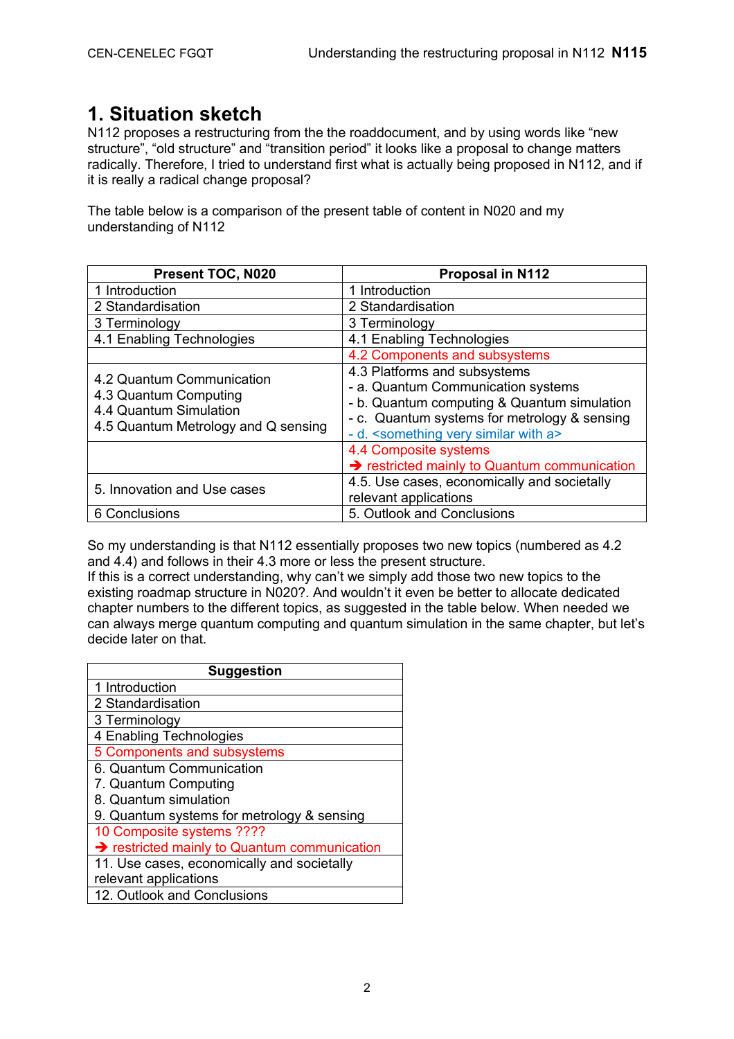# 1. Situation sketch

N112 proposes a restructuring from the the roaddocument, and by using words like “new structure”, “old structure” and “transition period” it looks like a proposal to change matters radically. Therefore, I tried to understand first what is actually being proposed in N112, and if it is really a radical change proposal?

The table below is a comparison of the present table of content in N020 and my understanding of N112

| Present TOC, N020 | Proposal in N112 |
|---|---|
| 1 Introduction | 1 Introduction |
| 2 Standardisation | 2 Standardisation |
| 3 Terminology | 3 Terminology |
| 4.1 Enabling Technologies | 4.1 Enabling Technologies |
| | 4.2 Components and subsystems |
| 4.2 Quantum Communication<br>4.3 Quantum Computing<br>4.4 Quantum Simulation<br>4.5 Quantum Metrology and Q sensing | 4.3 Platforms and subsystems<br>- a. Quantum Communication systems<br>- b. Quantum computing & Quantum simulation<br>- c. Quantum systems for metrology & sensing<br>- d. <something very similar with a> |
| | 4.4 Composite systems<br>➔ restricted mainly to Quantum communication |
| 5. Innovation and Use cases | 4.5. Use cases, economically and societally relevant applications |
| 6 Conclusions | 5. Outlook and Conclusions |

So my understanding is that N112 essentially proposes two new topics (numbered as 4.2 and 4.4) and follows in their 4.3 more or less the present structure.
If this is a correct understanding, why can’t we simply add those two new topics to the existing roadmap structure in N020?. And wouldn’t it even be better to allocate dedicated chapter numbers to the different topics, as suggested in the table below. When needed we can always merge quantum computing and quantum simulation in the same chapter, but let’s decide later on that.

| Suggestion |
|---|
| 1 Introduction |
| 2 Standardisation |
| 3 Terminology |
| 4 Enabling Technologies |
| 5 Components and subsystems |
| 6. Quantum Communication<br>7. Quantum Computing<br>8. Quantum simulation<br>9. Quantum systems for metrology & sensing |
| 10 Composite systems ????<br>➔ restricted mainly to Quantum communication |
| 11. Use cases, economically and societally relevant applications |
| 12. Outlook and Conclusions |